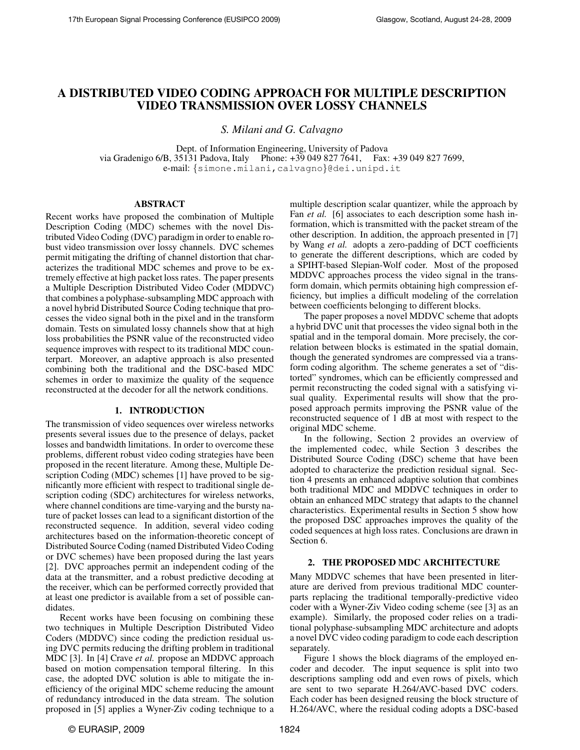# A DISTRIBUTED VIDEO CODING APPROACH FOR MULTIPLE DESCRIPTION VIDEO TRANSMISSION OVER LOSSY CHANNELS

*S. Milani and G. Calvagno*

Dept. of Information Engineering, University of Padova
via Gradenigo 6/B, 35131 Padova, Italy Phone: +39 049 827 7641, Fax: +39 049 827 7699,
e-mail: {simone.milani,calvagno}@dei.unipd.it

## ABSTRACT

Recent works have proposed the combination of Multiple Description Coding (MDC) schemes with the novel Distributed Video Coding (DVC) paradigm in order to enable robust video transmission over lossy channels. DVC schemes permit mitigating the drifting of channel distortion that characterizes the traditional MDC schemes and prove to be extremely effective at high packet loss rates. The paper presents a Multiple Description Distributed Video Coder (MDDVC) that combines a polyphase-subsampling MDC approach with a novel hybrid Distributed Source Coding technique that processes the video signal both in the pixel and in the transform domain. Tests on simulated lossy channels show that at high loss probabilities the PSNR value of the reconstructed video sequence improves with respect to its traditional MDC counterpart. Moreover, an adaptive approach is also presented combining both the traditional and the DSC-based MDC schemes in order to maximize the quality of the sequence reconstructed at the decoder for all the network conditions.

## 1. INTRODUCTION

The transmission of video sequences over wireless networks presents several issues due to the presence of delays, packet losses and bandwidth limitations. In order to overcome these problems, different robust video coding strategies have been proposed in the recent literature. Among these, Multiple Description Coding (MDC) schemes [1] have proved to be significantly more efficient with respect to traditional single description coding (SDC) architectures for wireless networks, where channel conditions are time-varying and the bursty nature of packet losses can lead to a significant distortion of the reconstructed sequence. In addition, several video coding architectures based on the information-theoretic concept of Distributed Source Coding (named Distributed Video Coding or DVC schemes) have been proposed during the last years [2]. DVC approaches permit an independent coding of the data at the transmitter, and a robust predictive decoding at the receiver, which can be performed correctly provided that at least one predictor is available from a set of possible candidates.

Recent works have been focusing on combining these two techniques in Multiple Description Distributed Video Coders (MDDVC) since coding the prediction residual using DVC permits reducing the drifting problem in traditional MDC [3]. In [4] Crave *et al.* propose an MDDVC approach based on motion compensation temporal filtering. In this case, the adopted DVC solution is able to mitigate the inefficiency of the original MDC scheme reducing the amount of redundancy introduced in the data stream. The solution proposed in [5] applies a Wyner-Ziv coding technique to a multiple description scalar quantizer, while the approach by Fan *et al.* [6] associates to each description some hash information, which is transmitted with the packet stream of the other description. In addition, the approach presented in [7] by Wang *et al.* adopts a zero-padding of DCT coefficients to generate the different descriptions, which are coded by a SPIHT-based Slepian-Wolf coder. Most of the proposed MDDVC approaches process the video signal in the transform domain, which permits obtaining high compression efficiency, but implies a difficult modeling of the correlation between coefficients belonging to different blocks.

The paper proposes a novel MDDVC scheme that adopts a hybrid DVC unit that processes the video signal both in the spatial and in the temporal domain. More precisely, the correlation between blocks is estimated in the spatial domain, though the generated syndromes are compressed via a transform coding algorithm. The scheme generates a set of "distorted" syndromes, which can be efficiently compressed and permit reconstructing the coded signal with a satisfying visual quality. Experimental results will show that the proposed approach permits improving the PSNR value of the reconstructed sequence of 1 dB at most with respect to the original MDC scheme.

In the following, Section 2 provides an overview of the implemented codec, while Section 3 describes the Distributed Source Coding (DSC) scheme that have been adopted to characterize the prediction residual signal. Section 4 presents an enhanced adaptive solution that combines both traditional MDC and MDDVC techniques in order to obtain an enhanced MDC strategy that adapts to the channel characteristics. Experimental results in Section 5 show how the proposed DSC approaches improves the quality of the coded sequences at high loss rates. Conclusions are drawn in Section 6.

## 2. THE PROPOSED MDC ARCHITECTURE

Many MDDVC schemes that have been presented in literature are derived from previous traditional MDC counterparts replacing the traditional temporally-predictive video coder with a Wyner-Ziv Video coding scheme (see [3] as an example). Similarly, the proposed coder relies on a traditional polyphase-subsampling MDC architecture and adopts a novel DVC video coding paradigm to code each description separately.

Figure 1 shows the block diagrams of the employed encoder and decoder. The input sequence is split into two descriptions sampling odd and even rows of pixels, which are sent to two separate H.264/AVC-based DVC coders. Each coder has been designed reusing the block structure of H.264/AVC, where the residual coding adopts a DSC-based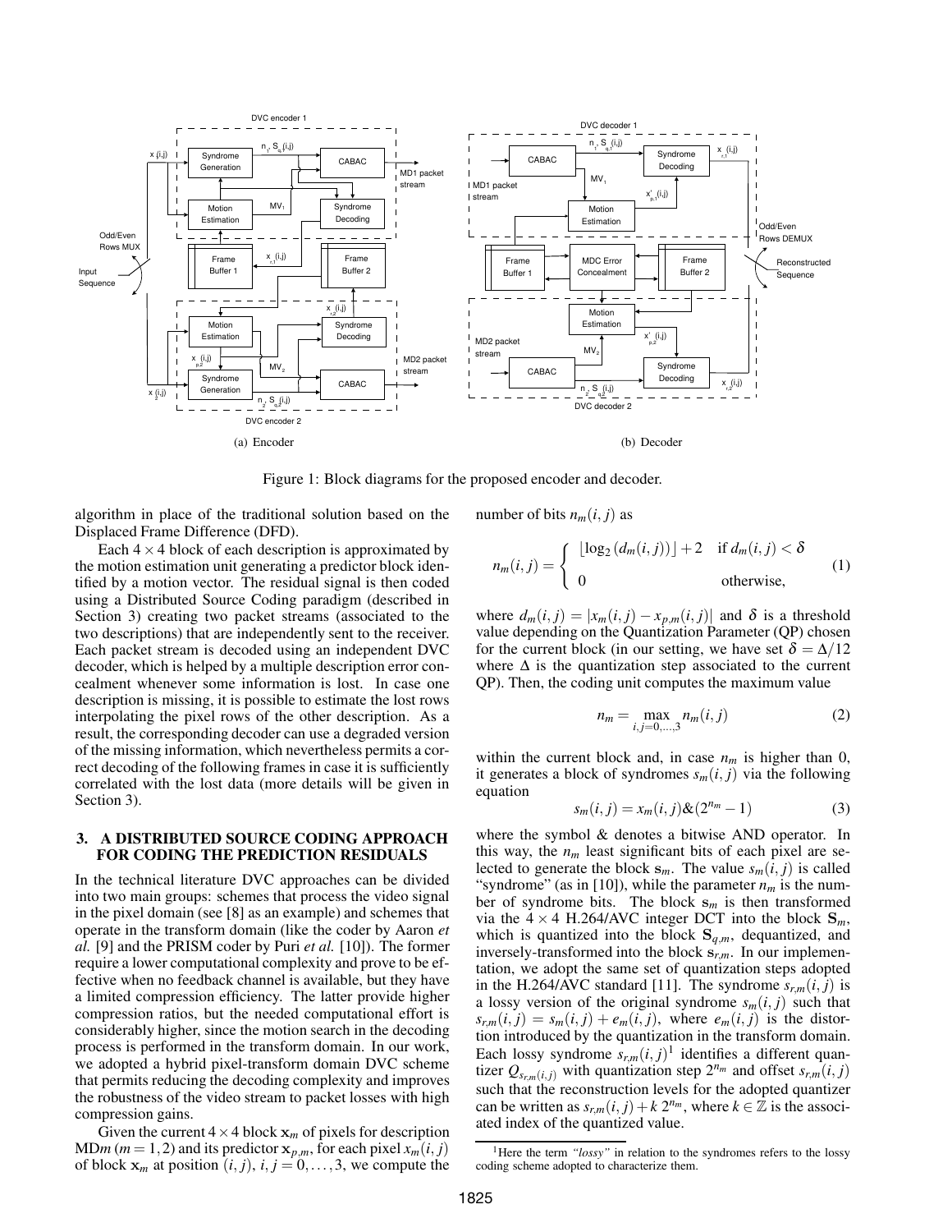(a) Encoder

(b) Decoder

Figure 1: Block diagrams for the proposed encoder and decoder.

algorithm in place of the traditional solution based on the Displaced Frame Difference (DFD).

Each $4 \times 4$ block of each description is approximated by the motion estimation unit generating a predictor block identified by a motion vector. The residual signal is then coded using a Distributed Source Coding paradigm (described in Section 3) creating two packet streams (associated to the two descriptions) that are independently sent to the receiver. Each packet stream is decoded using an independent DVC decoder, which is helped by a multiple description error concealment whenever some information is lost. In case one description is missing, it is possible to estimate the lost rows interpolating the pixel rows of the other description. As a result, the corresponding decoder can use a degraded version of the missing information, which nevertheless permits a correct decoding of the following frames in case it is sufficiently correlated with the lost data (more details will be given in Section 3).

## 3. A DISTRIBUTED SOURCE CODING APPROACH FOR CODING THE PREDICTION RESIDUALS

In the technical literature DVC approaches can be divided into two main groups: schemes that process the video signal in the pixel domain (see [8] as an example) and schemes that operate in the transform domain (like the coder by Aaron *et al.* [9] and the PRISM coder by Puri *et al.* [10]). The former require a lower computational complexity and prove to be effective when no feedback channel is available, but they have a limited compression efficiency. The latter provide higher compression ratios, but the needed computational effort is considerably higher, since the motion search in the decoding process is performed in the transform domain. In our work, we adopted a hybrid pixel-transform domain DVC scheme that permits reducing the decoding complexity and improves the robustness of the video stream to packet losses with high compression gains.

Given the current $4 \times 4$ block $\mathbf{x}_m$ of pixels for description MD$m$ ($m = 1, 2$) and its predictor $\mathbf{x}_{p,m}$, for each pixel $x_m(i, j)$ of block $\mathbf{x}_m$ at position $(i, j)$, $i, j = 0, \ldots, 3$, we compute the number of bits $n_m(i, j)$ as

$$n_m(i,j) = \begin{cases} \lfloor \log_2 (d_m(i,j)) \rfloor + 2 & \text{if } d_m(i,j) < \delta \\ 0 & \text{otherwise,} \end{cases} \tag{1}$$

where $d_m(i, j) = |x_m(i, j) - x_{p,m}(i, j)|$ and $\delta$ is a threshold value depending on the Quantization Parameter (QP) chosen for the current block (in our setting, we have set $\delta = \Delta/12$ where $\Delta$ is the quantization step associated to the current QP). Then, the coding unit computes the maximum value

$$n_m = \max_{i,j=0,\ldots,3} n_m(i,j) \tag{2}$$

within the current block and, in case $n_m$ is higher than 0, it generates a block of syndromes $s_m(i, j)$ via the following equation

$$s_m(i,j) = x_m(i,j) \& (2^{n_m} - 1) \tag{3}$$

where the symbol & denotes a bitwise AND operator. In this way, the $n_m$ least significant bits of each pixel are selected to generate the block $\mathbf{s}_m$. The value $s_m(i, j)$ is called "syndrome" (as in [10]), while the parameter $n_m$ is the number of syndrome bits. The block $\mathbf{s}_m$ is then transformed via the $4 \times 4$ H.264/AVC integer DCT into the block $\mathbf{S}_m$, which is quantized into the block $\mathbf{S}_{q,m}$, dequantized, and inversely-transformed into the block $\mathbf{s}_{r,m}$. In our implementation, we adopt the same set of quantization steps adopted in the H.264/AVC standard [11]. The syndrome $s_{r,m}(i, j)$ is a lossy version of the original syndrome $s_m(i, j)$ such that $s_{r,m}(i, j) = s_m(i, j) + e_m(i, j)$, where $e_m(i, j)$ is the distortion introduced by the quantization in the transform domain. Each lossy syndrome $s_{r,m}(i, j)$[1] identifies a different quantizer $Q_{s_{r,m}(i,j)}$ with quantization step $2^{n_m}$ and offset $s_{r,m}(i, j)$ such that the reconstruction levels for the adopted quantizer can be written as $s_{r,m}(i, j) + k\, 2^{n_m}$, where $k \in \mathbb{Z}$ is the associated index of the quantized value.

[1] Here the term *"lossy"* in relation to the syndromes refers to the lossy coding scheme adopted to characterize them.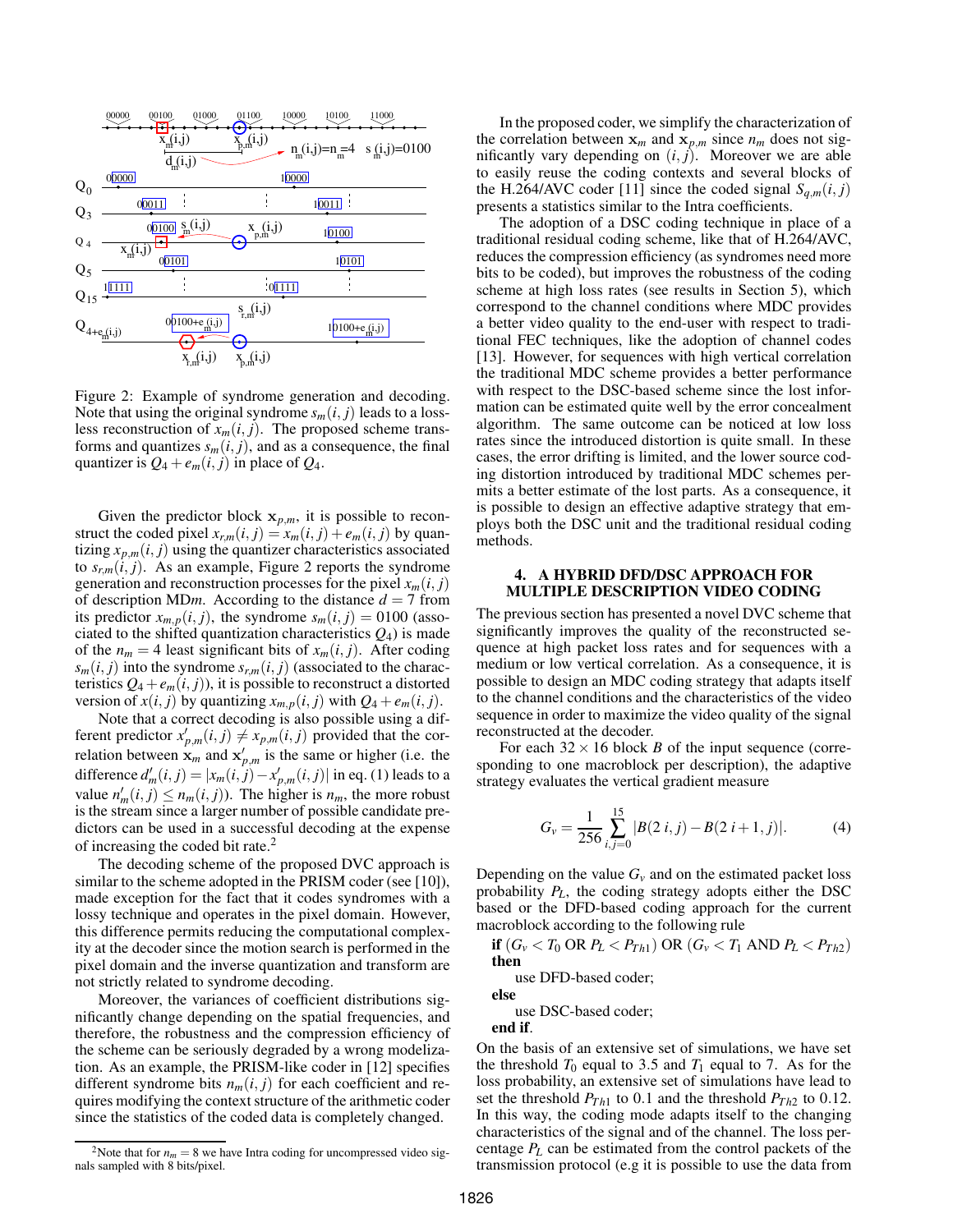Figure 2: Example of syndrome generation and decoding. Note that using the original syndrome $s_m(i,j)$ leads to a lossless reconstruction of $x_m(i,j)$. The proposed scheme transforms and quantizes $s_m(i,j)$, and as a consequence, the final quantizer is $Q_4 + e_m(i,j)$ in place of $Q_4$.

Given the predictor block $\mathbf{x}_{p,m}$, it is possible to reconstruct the coded pixel $x_{r,m}(i,j) = x_m(i,j) + e_m(i,j)$ by quantizing $x_{p,m}(i,j)$ using the quantizer characteristics associated to $s_{r,m}(i,j)$. As an example, Figure 2 reports the syndrome generation and reconstruction processes for the pixel $x_m(i,j)$ of description MD$m$. According to the distance $d = 7$ from its predictor $x_{m,p}(i,j)$, the syndrome $s_m(i,j) = 0100$ (associated to the shifted quantization characteristics $Q_4$) is made of the $n_m = 4$ least significant bits of $x_m(i,j)$. After coding $s_m(i,j)$ into the syndrome $s_{r,m}(i,j)$ (associated to the characteristics $Q_4 + e_m(i,j)$), it is possible to reconstruct a distorted version of $x(i,j)$ by quantizing $x_{m,p}(i,j)$ with $Q_4 + e_m(i,j)$.

Note that a correct decoding is also possible using a different predictor $x'_{p,m}(i,j) \neq x_{p,m}(i,j)$ provided that the correlation between $\mathbf{x}_m$ and $\mathbf{x}'_{p,m}$ is the same or higher (i.e. the difference $d'_m(i,j) = |x_m(i,j) - x'_{p,m}(i,j)|$ in eq. (1) leads to a value $n'_m(i,j) \leq n_m(i,j)$). The higher is $n_m$, the more robust is the stream since a larger number of possible candidate predictors can be used in a successful decoding at the expense of increasing the coded bit rate.[2]

The decoding scheme of the proposed DVC approach is similar to the scheme adopted in the PRISM coder (see [10]), made exception for the fact that it codes syndromes with a lossy technique and operates in the pixel domain. However, this difference permits reducing the computational complexity at the decoder since the motion search is performed in the pixel domain and the inverse quantization and transform are not strictly related to syndrome decoding.

Moreover, the variances of coefficient distributions significantly change depending on the spatial frequencies, and therefore, the robustness and the compression efficiency of the scheme can be seriously degraded by a wrong modelization. As an example, the PRISM-like coder in [12] specifies different syndrome bits $n_m(i,j)$ for each coefficient and requires modifying the context structure of the arithmetic coder since the statistics of the coded data is completely changed.

[2] Note that for $n_m = 8$ we have Intra coding for uncompressed video signals sampled with 8 bits/pixel.

In the proposed coder, we simplify the characterization of the correlation between $\mathbf{x}_m$ and $\mathbf{x}_{p,m}$ since $n_m$ does not significantly vary depending on $(i,j)$. Moreover we are able to easily reuse the coding contexts and several blocks of the H.264/AVC coder [11] since the coded signal $S_{q,m}(i,j)$ presents a statistics similar to the Intra coefficients.

The adoption of a DSC coding technique in place of a traditional residual coding scheme, like that of H.264/AVC, reduces the compression efficiency (as syndromes need more bits to be coded), but improves the robustness of the coding scheme at high loss rates (see results in Section 5), which correspond to the channel conditions where MDC provides a better video quality to the end-user with respect to traditional FEC techniques, like the adoption of channel codes [13]. However, for sequences with high vertical correlation the traditional MDC scheme provides a better performance with respect to the DSC-based scheme since the lost information can be estimated quite well by the error concealment algorithm. The same outcome can be noticed at low loss rates since the introduced distortion is quite small. In these cases, the error drifting is limited, and the lower source coding distortion introduced by traditional MDC schemes permits a better estimate of the lost parts. As a consequence, it is possible to design an effective adaptive strategy that employs both the DSC unit and the traditional residual coding methods.

## 4. A HYBRID DFD/DSC APPROACH FOR MULTIPLE DESCRIPTION VIDEO CODING

The previous section has presented a novel DVC scheme that significantly improves the quality of the reconstructed sequence at high packet loss rates and for sequences with a medium or low vertical correlation. As a consequence, it is possible to design an MDC coding strategy that adapts itself to the channel conditions and the characteristics of the video sequence in order to maximize the video quality of the signal reconstructed at the decoder.

For each $32 \times 16$ block $B$ of the input sequence (corresponding to one macroblock per description), the adaptive strategy evaluates the vertical gradient measure

$$G_v = \frac{1}{256} \sum_{i,j=0}^{15} |B(2\,i,j) - B(2\,i+1,j)|. \tag{4}$$

Depending on the value $G_v$ and on the estimated packet loss probability $P_L$, the coding strategy adopts either the DSC based or the DFD-based coding approach for the current macroblock according to the following rule

**if** $(G_v < T_0$ OR $P_L < P_{Th1})$ OR $(G_v < T_1$ AND $P_L < P_{Th2})$ **then**
  use DFD-based coder;
**else**
  use DSC-based coder;
**end if**.

On the basis of an extensive set of simulations, we have set the threshold $T_0$ equal to 3.5 and $T_1$ equal to 7. As for the loss probability, an extensive set of simulations have lead to set the threshold $P_{Th1}$ to 0.1 and the threshold $P_{Th2}$ to 0.12. In this way, the coding mode adapts itself to the changing characteristics of the signal and of the channel. The loss percentage $P_L$ can be estimated from the control packets of the transmission protocol (e.g it is possible to use the data from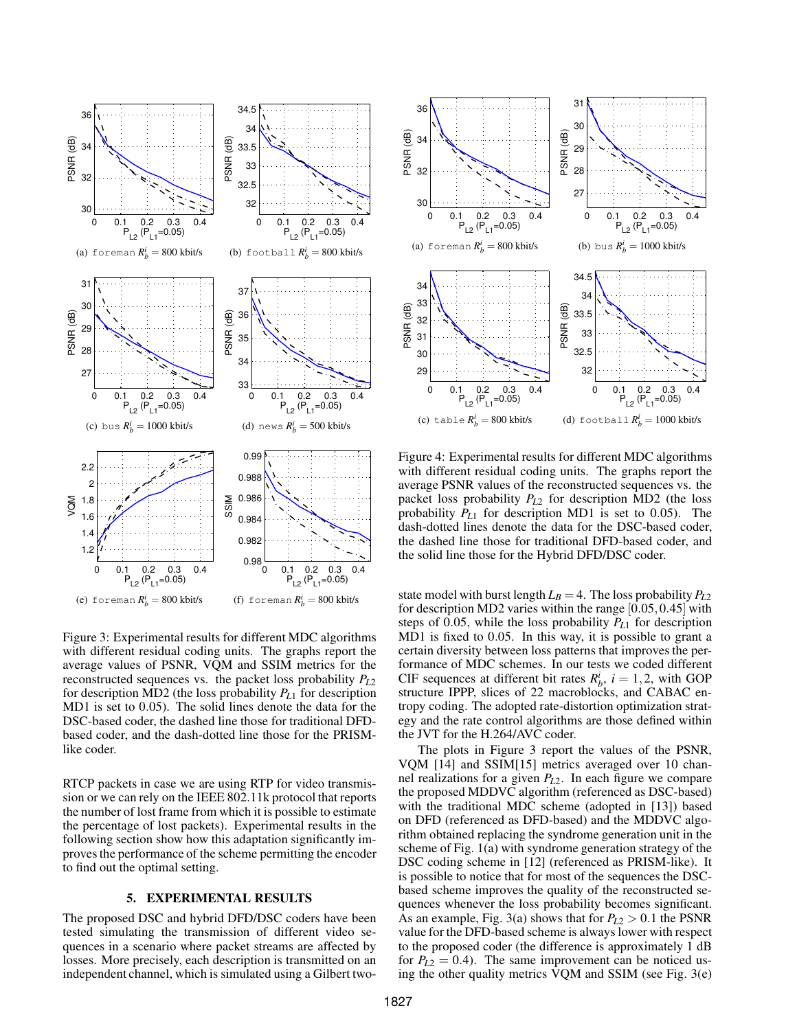(a) foreman $R_b^i = 800$ kbit/s

(b) football $R_b^i = 800$ kbit/s

(c) bus $R_b^i = 1000$ kbit/s

(d) news $R_b^i = 500$ kbit/s

(e) foreman $R_b^i = 800$ kbit/s

(f) foreman $R_b^i = 800$ kbit/s

Figure 3: Experimental results for different MDC algorithms with different residual coding units. The graphs report the average values of PSNR, VQM and SSIM metrics for the reconstructed sequences vs. the packet loss probability $P_{L2}$ for description MD2 (the loss probability $P_{L1}$ for description MD1 is set to 0.05). The solid lines denote the data for the DSC-based coder, the dashed line those for traditional DFD-based coder, and the dash-dotted line those for the PRISM-like coder.

RTCP packets in case we are using RTP for video transmission or we can rely on the IEEE 802.11k protocol that reports the number of lost frame from which it is possible to estimate the percentage of lost packets). Experimental results in the following section show how this adaptation significantly improves the performance of the scheme permitting the encoder to find out the optimal setting.

## 5. EXPERIMENTAL RESULTS

The proposed DSC and hybrid DFD/DSC coders have been tested simulating the transmission of different video sequences in a scenario where packet streams are affected by losses. More precisely, each description is transmitted on an independent channel, which is simulated using a Gilbert two-state model with burst length $L_B = 4$. The loss probability $P_{L2}$ for description MD2 varies within the range $[0.05, 0.45]$ with steps of 0.05, while the loss probability $P_{L1}$ for description MD1 is fixed to 0.05. In this way, it is possible to grant a certain diversity between loss patterns that improves the performance of MDC schemes. In our tests we coded different CIF sequences at different bit rates $R_b^i$, $i = 1, 2$, with GOP structure IPPP, slices of 22 macroblocks, and CABAC entropy coding. The adopted rate-distortion optimization strategy and the rate control algorithms are those defined within the JVT for the H.264/AVC coder.

(a) foreman $R_b^i = 800$ kbit/s

(b) bus $R_b^i = 1000$ kbit/s

(c) table $R_b^i = 800$ kbit/s

(d) football $R_b^i = 1000$ kbit/s

Figure 4: Experimental results for different MDC algorithms with different residual coding units. The graphs report the average PSNR values of the reconstructed sequences vs. the packet loss probability $P_{L2}$ for description MD2 (the loss probability $P_{L1}$ for description MD1 is set to 0.05). The dash-dotted lines denote the data for the DSC-based coder, the dashed line those for traditional DFD-based coder, and the solid line those for the Hybrid DFD/DSC coder.

The plots in Figure 3 report the values of the PSNR, VQM [14] and SSIM[15] metrics averaged over 10 channel realizations for a given $P_{L2}$. In each figure we compare the proposed MDDVC algorithm (referenced as DSC-based) with the traditional MDC scheme (adopted in [13]) based on DFD (referenced as DFD-based) and the MDDVC algorithm obtained replacing the syndrome generation unit in the scheme of Fig. 1(a) with syndrome generation strategy of the DSC coding scheme in [12] (referenced as PRISM-like). It is possible to notice that for most of the sequences the DSC-based scheme improves the quality of the reconstructed sequences whenever the loss probability becomes significant. As an example, Fig. 3(a) shows that for $P_{L2} > 0.1$ the PSNR value for the DFD-based scheme is always lower with respect to the proposed coder (the difference is approximately 1 dB for $P_{L2} = 0.4$). The same improvement can be noticed using the other quality metrics VQM and SSIM (see Fig. 3(e)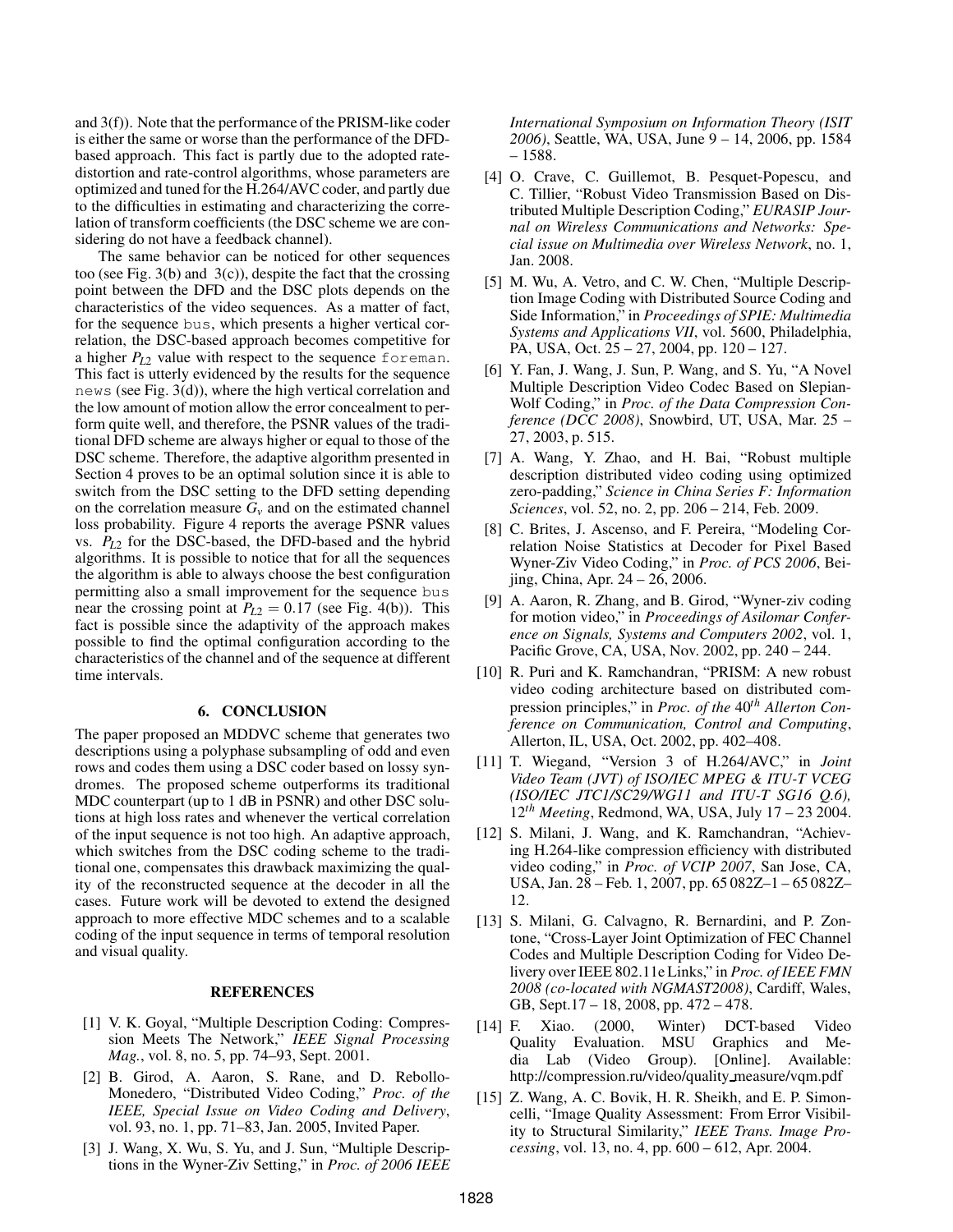and 3(f)). Note that the performance of the PRISM-like coder is either the same or worse than the performance of the DFD-based approach. This fact is partly due to the adopted rate-distortion and rate-control algorithms, whose parameters are optimized and tuned for the H.264/AVC coder, and partly due to the difficulties in estimating and characterizing the correlation of transform coefficients (the DSC scheme we are considering do not have a feedback channel).

The same behavior can be noticed for other sequences too (see Fig. 3(b) and 3(c)), despite the fact that the crossing point between the DFD and the DSC plots depends on the characteristics of the video sequences. As a matter of fact, for the sequence `bus`, which presents a higher vertical correlation, the DSC-based approach becomes competitive for a higher $P_{L2}$ value with respect to the sequence `foreman`. This fact is utterly evidenced by the results for the sequence `news` (see Fig. 3(d)), where the high vertical correlation and the low amount of motion allow the error concealment to perform quite well, and therefore, the PSNR values of the traditional DFD scheme are always higher or equal to those of the DSC scheme. Therefore, the adaptive algorithm presented in Section 4 proves to be an optimal solution since it is able to switch from the DSC setting to the DFD setting depending on the correlation measure $G_v$ and on the estimated channel loss probability. Figure 4 reports the average PSNR values vs. $P_{L2}$ for the DSC-based, the DFD-based and the hybrid algorithms. It is possible to notice that for all the sequences the algorithm is able to always choose the best configuration permitting also a small improvement for the sequence `bus` near the crossing point at $P_{L2} = 0.17$ (see Fig. 4(b)). This fact is possible since the adaptivity of the approach makes possible to find the optimal configuration according to the characteristics of the channel and of the sequence at different time intervals.

## 6. CONCLUSION

The paper proposed an MDDVC scheme that generates two descriptions using a polyphase subsampling of odd and even rows and codes them using a DSC coder based on lossy syndromes. The proposed scheme outperforms its traditional MDC counterpart (up to 1 dB in PSNR) and other DSC solutions at high loss rates and whenever the vertical correlation of the input sequence is not too high. An adaptive approach, which switches from the DSC coding scheme to the traditional one, compensates this drawback maximizing the quality of the reconstructed sequence at the decoder in all the cases. Future work will be devoted to extend the designed approach to more effective MDC schemes and to a scalable coding of the input sequence in terms of temporal resolution and visual quality.

## REFERENCES

[1] V. K. Goyal, "Multiple Description Coding: Compression Meets The Network," *IEEE Signal Processing Mag.*, vol. 8, no. 5, pp. 74–93, Sept. 2001.

[2] B. Girod, A. Aaron, S. Rane, and D. Rebollo-Monedero, "Distributed Video Coding," *Proc. of the IEEE, Special Issue on Video Coding and Delivery*, vol. 93, no. 1, pp. 71–83, Jan. 2005, Invited Paper.

[3] J. Wang, X. Wu, S. Yu, and J. Sun, "Multiple Descriptions in the Wyner-Ziv Setting," in *Proc. of 2006 IEEE International Symposium on Information Theory (ISIT 2006)*, Seattle, WA, USA, June 9 – 14, 2006, pp. 1584 – 1588.

[4] O. Crave, C. Guillemot, B. Pesquet-Popescu, and C. Tillier, "Robust Video Transmission Based on Distributed Multiple Description Coding," *EURASIP Journal on Wireless Communications and Networks: Special issue on Multimedia over Wireless Network*, no. 1, Jan. 2008.

[5] M. Wu, A. Vetro, and C. W. Chen, "Multiple Description Image Coding with Distributed Source Coding and Side Information," in *Proceedings of SPIE: Multimedia Systems and Applications VII*, vol. 5600, Philadelphia, PA, USA, Oct. 25 – 27, 2004, pp. 120 – 127.

[6] Y. Fan, J. Wang, J. Sun, P. Wang, and S. Yu, "A Novel Multiple Description Video Codec Based on Slepian-Wolf Coding," in *Proc. of the Data Compression Conference (DCC 2008)*, Snowbird, UT, USA, Mar. 25 – 27, 2003, p. 515.

[7] A. Wang, Y. Zhao, and H. Bai, "Robust multiple description distributed video coding using optimized zero-padding," *Science in China Series F: Information Sciences*, vol. 52, no. 2, pp. 206 – 214, Feb. 2009.

[8] C. Brites, J. Ascenso, and F. Pereira, "Modeling Correlation Noise Statistics at Decoder for Pixel Based Wyner-Ziv Video Coding," in *Proc. of PCS 2006*, Beijing, China, Apr. 24 – 26, 2006.

[9] A. Aaron, R. Zhang, and B. Girod, "Wyner-ziv coding for motion video," in *Proceedings of Asilomar Conference on Signals, Systems and Computers 2002*, vol. 1, Pacific Grove, CA, USA, Nov. 2002, pp. 240 – 244.

[10] R. Puri and K. Ramchandran, "PRISM: A new robust video coding architecture based on distributed compression principles," in *Proc. of the* 40*th Allerton Conference on Communication, Control and Computing*, Allerton, IL, USA, Oct. 2002, pp. 402–408.

[11] T. Wiegand, "Version 3 of H.264/AVC," in *Joint Video Team (JVT) of ISO/IEC MPEG & ITU-T VCEG (ISO/IEC JTC1/SC29/WG11 and ITU-T SG16 Q.6),* 12*th Meeting*, Redmond, WA, USA, July 17 – 23 2004.

[12] S. Milani, J. Wang, and K. Ramchandran, "Achieving H.264-like compression efficiency with distributed video coding," in *Proc. of VCIP 2007*, San Jose, CA, USA, Jan. 28 – Feb. 1, 2007, pp. 65 082Z–1 – 65 082Z–12.

[13] S. Milani, G. Calvagno, R. Bernardini, and P. Zontone, "Cross-Layer Joint Optimization of FEC Channel Codes and Multiple Description Coding for Video Delivery over IEEE 802.11e Links," in *Proc. of IEEE FMN 2008 (co-located with NGMAST2008)*, Cardiff, Wales, GB, Sept.17 – 18, 2008, pp. 472 – 478.

[14] F. Xiao. (2000, Winter) DCT-based Video Quality Evaluation. MSU Graphics and Media Lab (Video Group). [Online]. Available: http://compression.ru/video/quality_measure/vqm.pdf

[15] Z. Wang, A. C. Bovik, H. R. Sheikh, and E. P. Simoncelli, "Image Quality Assessment: From Error Visibility to Structural Similarity," *IEEE Trans. Image Processing*, vol. 13, no. 4, pp. 600 – 612, Apr. 2004.